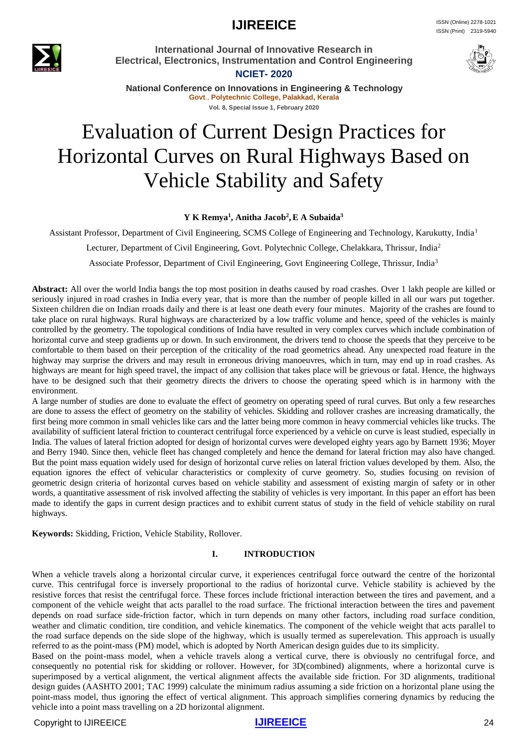# Evaluation of Current Design Practices for Horizontal Curves on Rural Highways Based on Vehicle Stability and Safety

**Y K Remya[1], Anitha Jacob[2], E A Subaida[3]**

Assistant Professor, Department of Civil Engineering, SCMS College of Engineering and Technology, Karukutty, India[1]

Lecturer, Department of Civil Engineering, Govt. Polytechnic College, Chelakkara, Thrissur, India[2]

Associate Professor, Department of Civil Engineering, Govt Engineering College, Thrissur, India[3]

**Abstract:** All over the world India bangs the top most position in deaths caused by road crashes. Over 1 lakh people are killed or seriously injured in road crashes in India every year, that is more than the number of people killed in all our wars put together. Sixteen children die on Indian rroads daily and there is at least one death every four minutes. Majority of the crashes are found to take place on rural highways. Rural highways are characterized by a low traffic volume and hence, speed of the vehicles is mainly controlled by the geometry. The topological conditions of India have resulted in very complex curves which include combination of horizontal curve and steep gradients up or down. In such environment, the drivers tend to choose the speeds that they perceive to be comfortable to them based on their perception of the criticality of the road geometrics ahead. Any unexpected road feature in the highway may surprise the drivers and may result in erroneous driving manoeuvres, which in turn, may end up in road crashes. As highways are meant for high speed travel, the impact of any collision that takes place will be grievous or fatal. Hence, the highways have to be designed such that their geometry directs the drivers to choose the operating speed which is in harmony with the environment.

A large number of studies are done to evaluate the effect of geometry on operating speed of rural curves. But only a few researches are done to assess the effect of geometry on the stability of vehicles. Skidding and rollover crashes are increasing dramatically, the first being more common in small vehicles like cars and the latter being more common in heavy commercial vehicles like trucks. The availability of sufficient lateral friction to counteract centrifugal force experienced by a vehicle on curve is least studied, especially in India. The values of lateral friction adopted for design of horizontal curves were developed eighty years ago by Barnett 1936; Moyer and Berry 1940. Since then, vehicle fleet has changed completely and hence the demand for lateral friction may also have changed. But the point mass equation widely used for design of horizontal curve relies on lateral friction values developed by them. Also, the equation ignores the effect of vehicular characteristics or complexity of curve geometry. So, studies focusing on revision of geometric design criteria of horizontal curves based on vehicle stability and assessment of existing margin of safety or in other words, a quantitative assessment of risk involved affecting the stability of vehicles is very important. In this paper an effort has been made to identify the gaps in current design practices and to exhibit current status of study in the field of vehicle stability on rural highways.

**Keywords:** Skidding, Friction, Vehicle Stability, Rollover.

## I. INTRODUCTION

When a vehicle travels along a horizontal circular curve, it experiences centrifugal force outward the centre of the horizontal curve. This centrifugal force is inversely proportional to the radius of horizontal curve. Vehicle stability is achieved by the resistive forces that resist the centrifugal force. These forces include frictional interaction between the tires and pavement, and a component of the vehicle weight that acts parallel to the road surface. The frictional interaction between the tires and pavement depends on road surface side-friction factor, which in turn depends on many other factors, including road surface condition, weather and climatic condition, tire condition, and vehicle kinematics. The component of the vehicle weight that acts parallel to the road surface depends on the side slope of the highway, which is usually termed as superelevation. This approach is usually referred to as the point-mass (PM) model, which is adopted by North American design guides due to its simplicity.

Based on the point-mass model, when a vehicle travels along a vertical curve, there is obviously no centrifugal force, and consequently no potential risk for skidding or rollover. However, for 3D(combined) alignments, where a horizontal curve is superimposed by a vertical alignment, the vertical alignment affects the available side friction. For 3D alignments, traditional design guides (AASHTO 2001; TAC 1999) calculate the minimum radius assuming a side friction on a horizontal plane using the point-mass model, thus ignoring the effect of vertical alignment. This approach simplifies cornering dynamics by reducing the vehicle into a point mass travelling on a 2D horizontal alignment.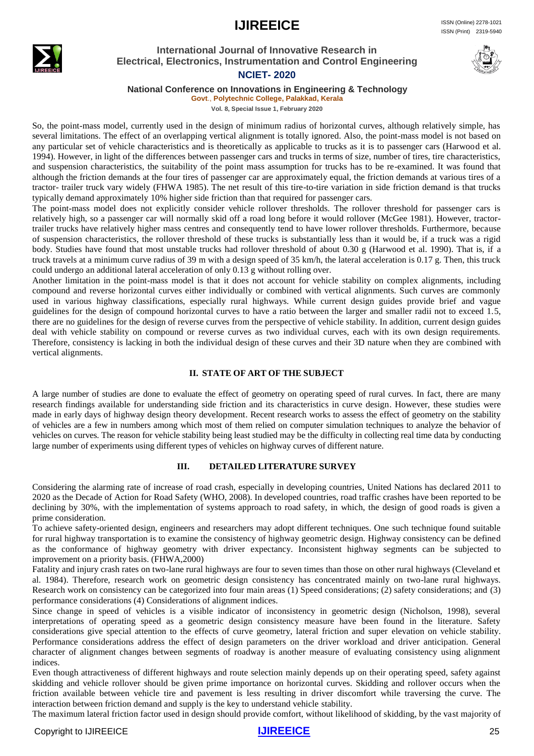So, the point-mass model, currently used in the design of minimum radius of horizontal curves, although relatively simple, has several limitations. The effect of an overlapping vertical alignment is totally ignored. Also, the point-mass model is not based on any particular set of vehicle characteristics and is theoretically as applicable to trucks as it is to passenger cars (Harwood et al. 1994). However, in light of the differences between passenger cars and trucks in terms of size, number of tires, tire characteristics, and suspension characteristics, the suitability of the point mass assumption for trucks has to be re-examined. It was found that although the friction demands at the four tires of passenger car are approximately equal, the friction demands at various tires of a tractor- trailer truck vary widely (FHWA 1985). The net result of this tire-to-tire variation in side friction demand is that trucks typically demand approximately 10% higher side friction than that required for passenger cars.

The point-mass model does not explicitly consider vehicle rollover thresholds. The rollover threshold for passenger cars is relatively high, so a passenger car will normally skid off a road long before it would rollover (McGee 1981). However, tractor-trailer trucks have relatively higher mass centres and consequently tend to have lower rollover thresholds. Furthermore, because of suspension characteristics, the rollover threshold of these trucks is substantially less than it would be, if a truck was a rigid body. Studies have found that most unstable trucks had rollover threshold of about 0.30 g (Harwood et al. 1990). That is, if a truck travels at a minimum curve radius of 39 m with a design speed of 35 km/h, the lateral acceleration is 0.17 g. Then, this truck could undergo an additional lateral acceleration of only 0.13 g without rolling over.

Another limitation in the point-mass model is that it does not account for vehicle stability on complex alignments, including compound and reverse horizontal curves either individually or combined with vertical alignments. Such curves are commonly used in various highway classifications, especially rural highways. While current design guides provide brief and vague guidelines for the design of compound horizontal curves to have a ratio between the larger and smaller radii not to exceed 1.5, there are no guidelines for the design of reverse curves from the perspective of vehicle stability. In addition, current design guides deal with vehicle stability on compound or reverse curves as two individual curves, each with its own design requirements. Therefore, consistency is lacking in both the individual design of these curves and their 3D nature when they are combined with vertical alignments.

## II. STATE OF ART OF THE SUBJECT

A large number of studies are done to evaluate the effect of geometry on operating speed of rural curves. In fact, there are many research findings available for understanding side friction and its characteristics in curve design. However, these studies were made in early days of highway design theory development. Recent research works to assess the effect of geometry on the stability of vehicles are a few in numbers among which most of them relied on computer simulation techniques to analyze the behavior of vehicles on curves. The reason for vehicle stability being least studied may be the difficulty in collecting real time data by conducting large number of experiments using different types of vehicles on highway curves of different nature.

## III. DETAILED LITERATURE SURVEY

Considering the alarming rate of increase of road crash, especially in developing countries, United Nations has declared 2011 to 2020 as the Decade of Action for Road Safety (WHO, 2008). In developed countries, road traffic crashes have been reported to be declining by 30%, with the implementation of systems approach to road safety, in which, the design of good roads is given a prime consideration.

To achieve safety-oriented design, engineers and researchers may adopt different techniques. One such technique found suitable for rural highway transportation is to examine the consistency of highway geometric design. Highway consistency can be defined as the conformance of highway geometry with driver expectancy. Inconsistent highway segments can be subjected to improvement on a priority basis. (FHWA,2000)

Fatality and injury crash rates on two-lane rural highways are four to seven times than those on other rural highways (Cleveland et al. 1984). Therefore, research work on geometric design consistency has concentrated mainly on two-lane rural highways. Research work on consistency can be categorized into four main areas (1) Speed considerations; (2) safety considerations; and (3) performance considerations (4) Considerations of alignment indices.

Since change in speed of vehicles is a visible indicator of inconsistency in geometric design (Nicholson, 1998), several interpretations of operating speed as a geometric design consistency measure have been found in the literature. Safety considerations give special attention to the effects of curve geometry, lateral friction and super elevation on vehicle stability. Performance considerations address the effect of design parameters on the driver workload and driver anticipation. General character of alignment changes between segments of roadway is another measure of evaluating consistency using alignment indices.

Even though attractiveness of different highways and route selection mainly depends up on their operating speed, safety against skidding and vehicle rollover should be given prime importance on horizontal curves. Skidding and rollover occurs when the friction available between vehicle tire and pavement is less resulting in driver discomfort while traversing the curve. The interaction between friction demand and supply is the key to understand vehicle stability.

The maximum lateral friction factor used in design should provide comfort, without likelihood of skidding, by the vast majority of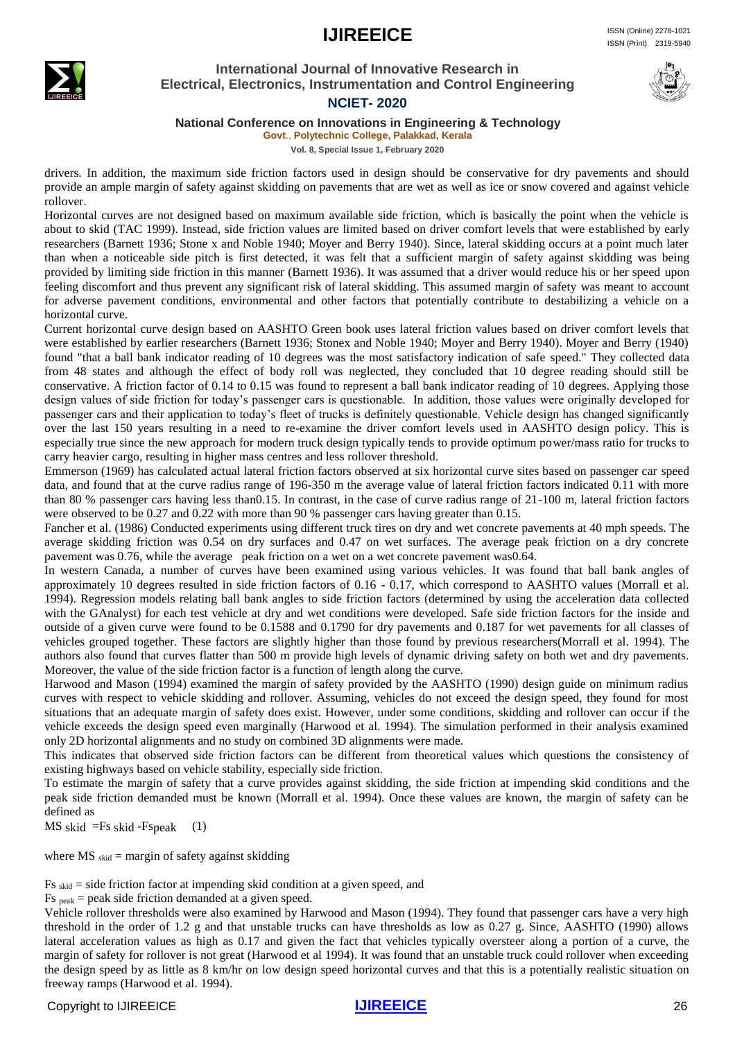drivers. In addition, the maximum side friction factors used in design should be conservative for dry pavements and should provide an ample margin of safety against skidding on pavements that are wet as well as ice or snow covered and against vehicle rollover.

Horizontal curves are not designed based on maximum available side friction, which is basically the point when the vehicle is about to skid (TAC 1999). Instead, side friction values are limited based on driver comfort levels that were established by early researchers (Barnett 1936; Stone x and Noble 1940; Moyer and Berry 1940). Since, lateral skidding occurs at a point much later than when a noticeable side pitch is first detected, it was felt that a sufficient margin of safety against skidding was being provided by limiting side friction in this manner (Barnett 1936). It was assumed that a driver would reduce his or her speed upon feeling discomfort and thus prevent any significant risk of lateral skidding. This assumed margin of safety was meant to account for adverse pavement conditions, environmental and other factors that potentially contribute to destabilizing a vehicle on a horizontal curve.

Current horizontal curve design based on AASHTO Green book uses lateral friction values based on driver comfort levels that were established by earlier researchers (Barnett 1936; Stonex and Noble 1940; Moyer and Berry 1940). Moyer and Berry (1940) found "that a ball bank indicator reading of 10 degrees was the most satisfactory indication of safe speed." They collected data from 48 states and although the effect of body roll was neglected, they concluded that 10 degree reading should still be conservative. A friction factor of 0.14 to 0.15 was found to represent a ball bank indicator reading of 10 degrees. Applying those design values of side friction for today's passenger cars is questionable. In addition, those values were originally developed for passenger cars and their application to today's fleet of trucks is definitely questionable. Vehicle design has changed significantly over the last 150 years resulting in a need to re-examine the driver comfort levels used in AASHTO design policy. This is especially true since the new approach for modern truck design typically tends to provide optimum power/mass ratio for trucks to carry heavier cargo, resulting in higher mass centres and less rollover threshold.

Emmerson (1969) has calculated actual lateral friction factors observed at six horizontal curve sites based on passenger car speed data, and found that at the curve radius range of 196-350 m the average value of lateral friction factors indicated 0.11 with more than 80 % passenger cars having less than0.15. In contrast, in the case of curve radius range of 21-100 m, lateral friction factors were observed to be 0.27 and 0.22 with more than 90 % passenger cars having greater than 0.15.

Fancher et al. (1986) Conducted experiments using different truck tires on dry and wet concrete pavements at 40 mph speeds. The average skidding friction was 0.54 on dry surfaces and 0.47 on wet surfaces. The average peak friction on a dry concrete pavement was 0.76, while the average peak friction on a wet on a wet concrete pavement was0.64.

In western Canada, a number of curves have been examined using various vehicles. It was found that ball bank angles of approximately 10 degrees resulted in side friction factors of 0.16 - 0.17, which correspond to AASHTO values (Morrall et al. 1994). Regression models relating ball bank angles to side friction factors (determined by using the acceleration data collected with the GAnalyst) for each test vehicle at dry and wet conditions were developed. Safe side friction factors for the inside and outside of a given curve were found to be 0.1588 and 0.1790 for dry pavements and 0.187 for wet pavements for all classes of vehicles grouped together. These factors are slightly higher than those found by previous researchers(Morrall et al. 1994). The authors also found that curves flatter than 500 m provide high levels of dynamic driving safety on both wet and dry pavements. Moreover, the value of the side friction factor is a function of length along the curve.

Harwood and Mason (1994) examined the margin of safety provided by the AASHTO (1990) design guide on minimum radius curves with respect to vehicle skidding and rollover. Assuming, vehicles do not exceed the design speed, they found for most situations that an adequate margin of safety does exist. However, under some conditions, skidding and rollover can occur if the vehicle exceeds the design speed even marginally (Harwood et al. 1994). The simulation performed in their analysis examined only 2D horizontal alignments and no study on combined 3D alignments were made.

This indicates that observed side friction factors can be different from theoretical values which questions the consistency of existing highways based on vehicle stability, especially side friction.

To estimate the margin of safety that a curve provides against skidding, the side friction at impending skid conditions and the peak side friction demanded must be known (Morrall et al. 1994). Once these values are known, the margin of safety can be defined as

$$MS_{skid} = Fs_{skid} - Fs_{peak} \quad (1)$$

where $MS_{skid}$ = margin of safety against skidding

$Fs_{skid}$ = side friction factor at impending skid condition at a given speed, and

$Fs_{peak}$ = peak side friction demanded at a given speed.

Vehicle rollover thresholds were also examined by Harwood and Mason (1994). They found that passenger cars have a very high threshold in the order of 1.2 g and that unstable trucks can have thresholds as low as 0.27 g. Since, AASHTO (1990) allows lateral acceleration values as high as 0.17 and given the fact that vehicles typically oversteer along a portion of a curve, the margin of safety for rollover is not great (Harwood et al 1994). It was found that an unstable truck could rollover when exceeding the design speed by as little as 8 km/hr on low design speed horizontal curves and that this is a potentially realistic situation on freeway ramps (Harwood et al. 1994).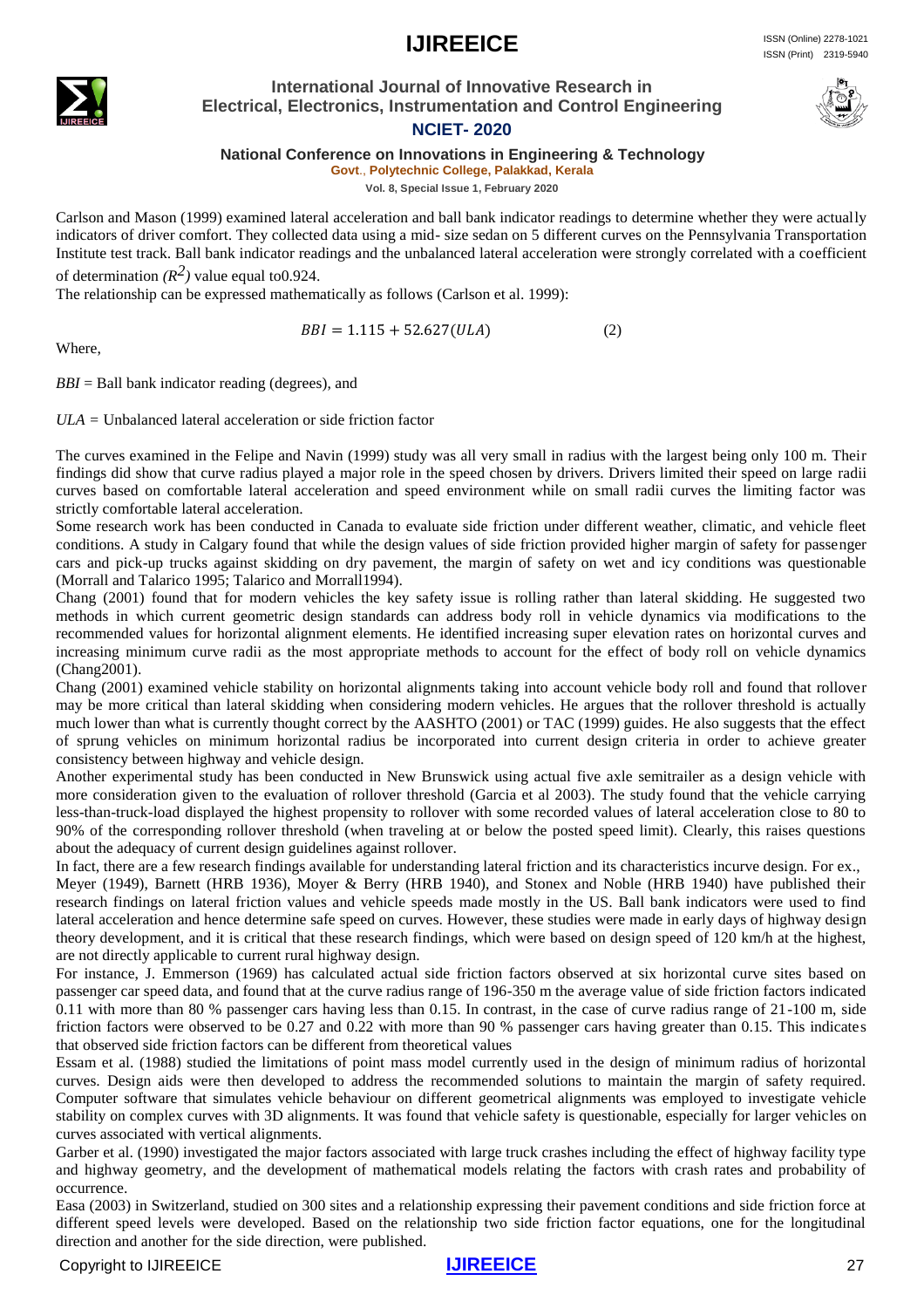Carlson and Mason (1999) examined lateral acceleration and ball bank indicator readings to determine whether they were actually indicators of driver comfort. They collected data using a mid- size sedan on 5 different curves on the Pennsylvania Transportation Institute test track. Ball bank indicator readings and the unbalanced lateral acceleration were strongly correlated with a coefficient of determination *($R^2$)* value equal to0.924.

The relationship can be expressed mathematically as follows (Carlson et al. 1999):

$$BBI = 1.115 + 52.627(ULA) \qquad (2)$$

Where,

*BBI* = Ball bank indicator reading (degrees), and

*ULA =* Unbalanced lateral acceleration or side friction factor

The curves examined in the Felipe and Navin (1999) study was all very small in radius with the largest being only 100 m. Their findings did show that curve radius played a major role in the speed chosen by drivers. Drivers limited their speed on large radii curves based on comfortable lateral acceleration and speed environment while on small radii curves the limiting factor was strictly comfortable lateral acceleration.

Some research work has been conducted in Canada to evaluate side friction under different weather, climatic, and vehicle fleet conditions. A study in Calgary found that while the design values of side friction provided higher margin of safety for passenger cars and pick-up trucks against skidding on dry pavement, the margin of safety on wet and icy conditions was questionable (Morrall and Talarico 1995; Talarico and Morrall1994).

Chang (2001) found that for modern vehicles the key safety issue is rolling rather than lateral skidding. He suggested two methods in which current geometric design standards can address body roll in vehicle dynamics via modifications to the recommended values for horizontal alignment elements. He identified increasing super elevation rates on horizontal curves and increasing minimum curve radii as the most appropriate methods to account for the effect of body roll on vehicle dynamics (Chang2001).

Chang (2001) examined vehicle stability on horizontal alignments taking into account vehicle body roll and found that rollover may be more critical than lateral skidding when considering modern vehicles. He argues that the rollover threshold is actually much lower than what is currently thought correct by the AASHTO (2001) or TAC (1999) guides. He also suggests that the effect of sprung vehicles on minimum horizontal radius be incorporated into current design criteria in order to achieve greater consistency between highway and vehicle design.

Another experimental study has been conducted in New Brunswick using actual five axle semitrailer as a design vehicle with more consideration given to the evaluation of rollover threshold (Garcia et al 2003). The study found that the vehicle carrying less-than-truck-load displayed the highest propensity to rollover with some recorded values of lateral acceleration close to 80 to 90% of the corresponding rollover threshold (when traveling at or below the posted speed limit). Clearly, this raises questions about the adequacy of current design guidelines against rollover.

In fact, there are a few research findings available for understanding lateral friction and its characteristics incurve design. For ex., Meyer (1949), Barnett (HRB 1936), Moyer & Berry (HRB 1940), and Stonex and Noble (HRB 1940) have published their research findings on lateral friction values and vehicle speeds made mostly in the US. Ball bank indicators were used to find lateral acceleration and hence determine safe speed on curves. However, these studies were made in early days of highway design theory development, and it is critical that these research findings, which were based on design speed of 120 km/h at the highest, are not directly applicable to current rural highway design.

For instance, J. Emmerson (1969) has calculated actual side friction factors observed at six horizontal curve sites based on passenger car speed data, and found that at the curve radius range of 196-350 m the average value of side friction factors indicated 0.11 with more than 80 % passenger cars having less than 0.15. In contrast, in the case of curve radius range of 21-100 m, side friction factors were observed to be 0.27 and 0.22 with more than 90 % passenger cars having greater than 0.15. This indicates that observed side friction factors can be different from theoretical values

Essam et al. (1988) studied the limitations of point mass model currently used in the design of minimum radius of horizontal curves. Design aids were then developed to address the recommended solutions to maintain the margin of safety required. Computer software that simulates vehicle behaviour on different geometrical alignments was employed to investigate vehicle stability on complex curves with 3D alignments. It was found that vehicle safety is questionable, especially for larger vehicles on curves associated with vertical alignments.

Garber et al. (1990) investigated the major factors associated with large truck crashes including the effect of highway facility type and highway geometry, and the development of mathematical models relating the factors with crash rates and probability of occurrence.

Easa (2003) in Switzerland, studied on 300 sites and a relationship expressing their pavement conditions and side friction force at different speed levels were developed. Based on the relationship two side friction factor equations, one for the longitudinal direction and another for the side direction, were published.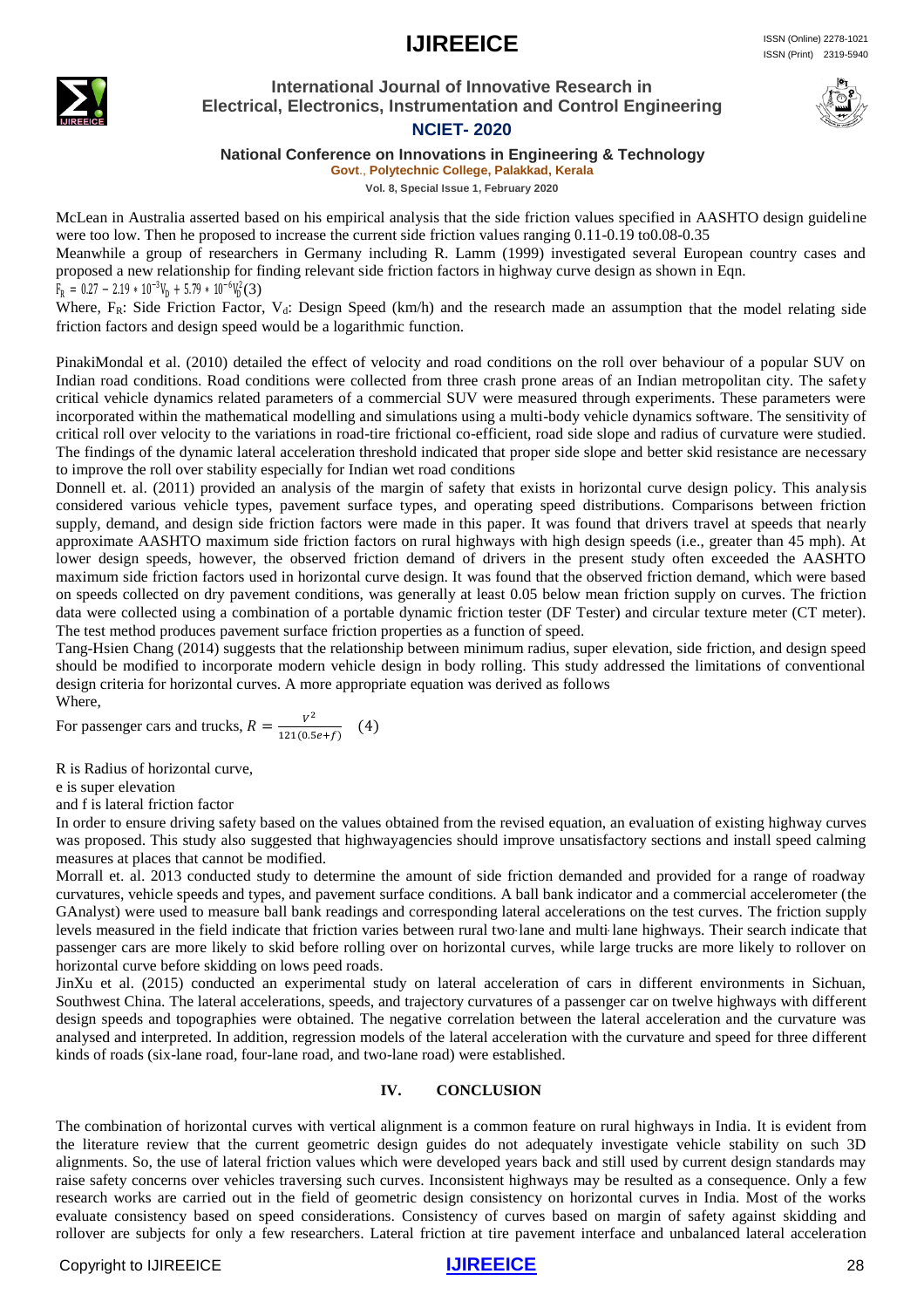McLean in Australia asserted based on his empirical analysis that the side friction values specified in AASHTO design guideline were too low. Then he proposed to increase the current side friction values ranging 0.11-0.19 to0.08-0.35

Meanwhile a group of researchers in Germany including R. Lamm (1999) investigated several European country cases and proposed a new relationship for finding relevant side friction factors in highway curve design as shown in Eqn.

$$F_R = 0.27 - 2.19 * 10^{-3} V_D + 5.79 * 10^{-6} V_D^2 \quad (3)$$

Where, $F_R$: Side Friction Factor, $V_d$: Design Speed (km/h) and the research made an assumption that the model relating side friction factors and design speed would be a logarithmic function.

PinakiMondal et al. (2010) detailed the effect of velocity and road conditions on the roll over behaviour of a popular SUV on Indian road conditions. Road conditions were collected from three crash prone areas of an Indian metropolitan city. The safety critical vehicle dynamics related parameters of a commercial SUV were measured through experiments. These parameters were incorporated within the mathematical modelling and simulations using a multi-body vehicle dynamics software. The sensitivity of critical roll over velocity to the variations in road-tire frictional co-efficient, road side slope and radius of curvature were studied. The findings of the dynamic lateral acceleration threshold indicated that proper side slope and better skid resistance are necessary to improve the roll over stability especially for Indian wet road conditions

Donnell et. al. (2011) provided an analysis of the margin of safety that exists in horizontal curve design policy. This analysis considered various vehicle types, pavement surface types, and operating speed distributions. Comparisons between friction supply, demand, and design side friction factors were made in this paper. It was found that drivers travel at speeds that nearly approximate AASHTO maximum side friction factors on rural highways with high design speeds (i.e., greater than 45 mph). At lower design speeds, however, the observed friction demand of drivers in the present study often exceeded the AASHTO maximum side friction factors used in horizontal curve design. It was found that the observed friction demand, which were based on speeds collected on dry pavement conditions, was generally at least 0.05 below mean friction supply on curves. The friction data were collected using a combination of a portable dynamic friction tester (DF Tester) and circular texture meter (CT meter). The test method produces pavement surface friction properties as a function of speed.

Tang-Hsien Chang (2014) suggests that the relationship between minimum radius, super elevation, side friction, and design speed should be modified to incorporate modern vehicle design in body rolling. This study addressed the limitations of conventional design criteria for horizontal curves. A more appropriate equation was derived as follows

Where,

For passenger cars and trucks, $R = \frac{V^2}{121(0.5e+f)} \quad (4)$

R is Radius of horizontal curve,

e is super elevation

and f is lateral friction factor

In order to ensure driving safety based on the values obtained from the revised equation, an evaluation of existing highway curves was proposed. This study also suggested that highwayagencies should improve unsatisfactory sections and install speed calming measures at places that cannot be modified.

Morrall et. al. 2013 conducted study to determine the amount of side friction demanded and provided for a range of roadway curvatures, vehicle speeds and types, and pavement surface conditions. A ball bank indicator and a commercial accelerometer (the GAnalyst) were used to measure ball bank readings and corresponding lateral accelerations on the test curves. The friction supply levels measured in the field indicate that friction varies between rural two‐lane and multi‐lane highways. Their search indicate that passenger cars are more likely to skid before rolling over on horizontal curves, while large trucks are more likely to rollover on horizontal curve before skidding on lows peed roads.

JinXu et al. (2015) conducted an experimental study on lateral acceleration of cars in different environments in Sichuan, Southwest China. The lateral accelerations, speeds, and trajectory curvatures of a passenger car on twelve highways with different design speeds and topographies were obtained. The negative correlation between the lateral acceleration and the curvature was analysed and interpreted. In addition, regression models of the lateral acceleration with the curvature and speed for three different kinds of roads (six-lane road, four-lane road, and two-lane road) were established.

## IV. CONCLUSION

The combination of horizontal curves with vertical alignment is a common feature on rural highways in India. It is evident from the literature review that the current geometric design guides do not adequately investigate vehicle stability on such 3D alignments. So, the use of lateral friction values which were developed years back and still used by current design standards may raise safety concerns over vehicles traversing such curves. Inconsistent highways may be resulted as a consequence. Only a few research works are carried out in the field of geometric design consistency on horizontal curves in India. Most of the works evaluate consistency based on speed considerations. Consistency of curves based on margin of safety against skidding and rollover are subjects for only a few researchers. Lateral friction at tire pavement interface and unbalanced lateral acceleration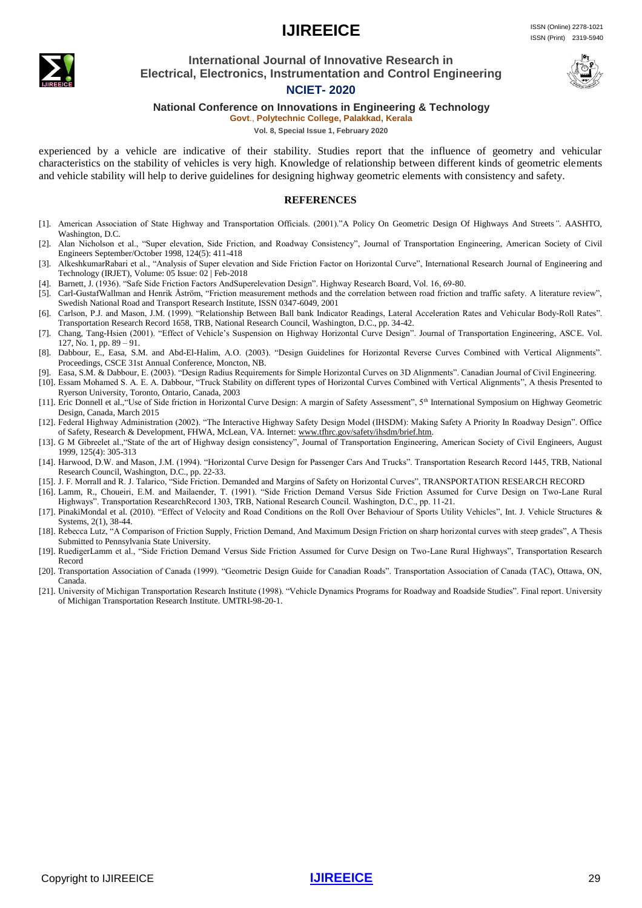experienced by a vehicle are indicative of their stability. Studies report that the influence of geometry and vehicular characteristics on the stability of vehicles is very high. Knowledge of relationship between different kinds of geometric elements and vehicle stability will help to derive guidelines for designing highway geometric elements with consistency and safety.

## REFERENCES

[1]. American Association of State Highway and Transportation Officials. (2001)."A Policy On Geometric Design Of Highways And Streets*"*. AASHTO, Washington, D.C.

[2]. Alan Nicholson et al., "Super elevation, Side Friction, and Roadway Consistency", Journal of Transportation Engineering, American Society of Civil Engineers September/October 1998, 124(5): 411-418

[3]. AlkeshkumarRabari et al., "Analysis of Super elevation and Side Friction Factor on Horizontal Curve", International Research Journal of Engineering and Technology (IRJET), Volume: 05 Issue: 02 | Feb-2018

[4]. Barnett, J. (1936). "Safe Side Friction Factors AndSuperelevation Design". Highway Research Board, Vol. 16, 69-80.

[5]. Carl-GustafWallman and Henrik Åström, "Friction measurement methods and the correlation between road friction and traffic safety. A literature review", Swedish National Road and Transport Research Institute, ISSN 0347-6049, 2001

[6]. Carlson, P.J. and Mason, J.M. (1999). "Relationship Between Ball bank Indicator Readings, Lateral Acceleration Rates and Vehicular Body-Roll Rates". Transportation Research Record 1658, TRB, National Research Council, Washington, D.C., pp. 34-42.

[7]. Chang, Tang-Hsien (2001). "Effect of Vehicle's Suspension on Highway Horizontal Curve Design". Journal of Transportation Engineering, ASCE. Vol. 127, No. 1, pp. 89 – 91.

[8]. Dabbour, E., Easa, S.M. and Abd-El-Halim, A.O. (2003). "Design Guidelines for Horizontal Reverse Curves Combined with Vertical Alignments". Proceedings, CSCE 31st Annual Conference, Moncton, NB.

[9]. Easa, S.M. & Dabbour, E. (2003). "Design Radius Requirements for Simple Horizontal Curves on 3D Alignments". Canadian Journal of Civil Engineering.

[10]. Essam Mohamed S. A. E. A. Dabbour, "Truck Stability on different types of Horizontal Curves Combined with Vertical Alignments", A thesis Presented to Ryerson University, Toronto, Ontario, Canada, 2003

[11]. Eric Donnell et al.,"Use of Side friction in Horizontal Curve Design: A margin of Safety Assessment", 5th International Symposium on Highway Geometric Design, Canada, March 2015

[12]. Federal Highway Administration (2002). "The Interactive Highway Safety Design Model (IHSDM): Making Safety A Priority In Roadway Design". Office of Safety, Research & Development, FHWA, McLean, VA. Internet: www.tfhrc.gov/safety/ihsdm/brief.htm.

[13]. G M Gibreelet al.,"State of the art of Highway design consistency", Journal of Transportation Engineering, American Society of Civil Engineers, August 1999, 125(4): 305-313

[14]. Harwood, D.W. and Mason, J.M. (1994). "Horizontal Curve Design for Passenger Cars And Trucks". Transportation Research Record 1445, TRB, National Research Council, Washington, D.C., pp. 22-33.

[15]. J. F. Morrall and R. J. Talarico, "Side Friction. Demanded and Margins of Safety on Horizontal Curves", TRANSPORTATION RESEARCH RECORD

[16]. Lamm, R., Choueiri, E.M. and Mailaender, T. (1991). "Side Friction Demand Versus Side Friction Assumed for Curve Design on Two-Lane Rural Highways". Transportation ResearchRecord 1303, TRB, National Research Council. Washington, D.C., pp. 11-21.

[17]. PinakiMondal et al. (2010). "Effect of Velocity and Road Conditions on the Roll Over Behaviour of Sports Utility Vehicles", Int. J. Vehicle Structures & Systems, 2(1), 38-44.

[18]. Rebecca Lutz, "A Comparison of Friction Supply, Friction Demand, And Maximum Design Friction on sharp horizontal curves with steep grades", A Thesis Submitted to Pennsylvania State University.

[19]. RuedigerLamm et al., "Side Friction Demand Versus Side Friction Assumed for Curve Design on Two-Lane Rural Highways", Transportation Research Record

[20]. Transportation Association of Canada (1999). "Geometric Design Guide for Canadian Roads". Transportation Association of Canada (TAC), Ottawa, ON, Canada.

[21]. University of Michigan Transportation Research Institute (1998). "Vehicle Dynamics Programs for Roadway and Roadside Studies". Final report. University of Michigan Transportation Research Institute. UMTRI-98-20-1.